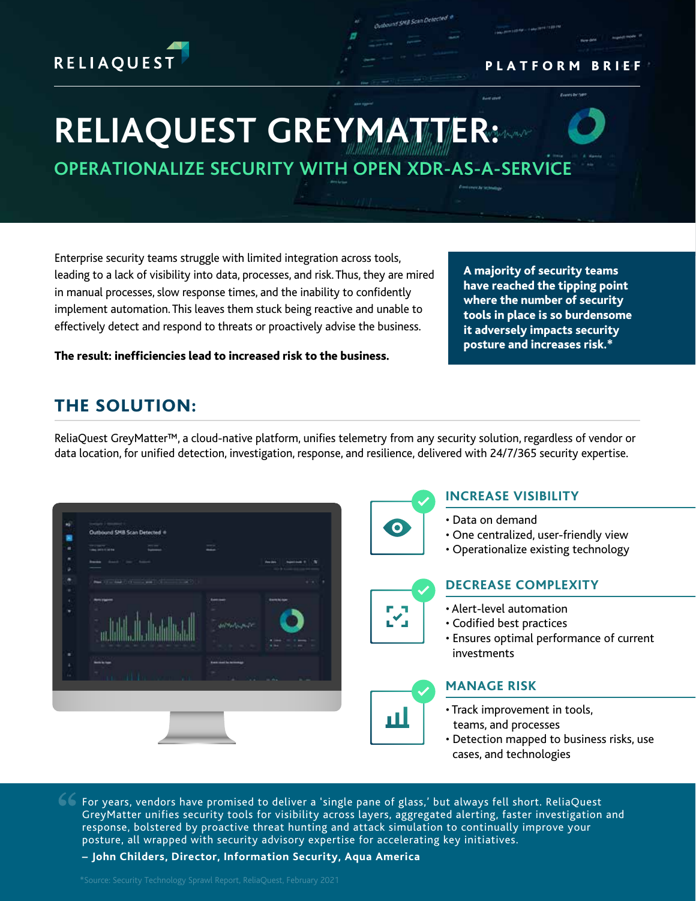RELIAQUEST

PLATFORM BRIEF

# RELIAQUEST GREYMATTER:

## OPERATIONALIZE SECURITY WITH OPEN XDR-AS-A-SERVICE

Enterprise security teams struggle with limited integration across tools, leading to a lack of visibility into data, processes, and risk. Thus, they are mired in manual processes, slow response times, and the inability to confidently implement automation. This leaves them stuck being reactive and unable to effectively detect and respond to threats or proactively advise the business.

**The result: inefficiencies lead to increased risk to the business.**

**A majority of security teams have reached the tipping point where the number of security tools in place is so burdensome it adversely impacts security posture and increases risk.***

## THE SOLUTION:

ReliaQuest GreyMatter™, a cloud-native platform, unifies telemetry from any security solution, regardless of vendor or data location, for unified detection, investigation, response, and resilience, delivered with 24/7/365 security expertise.

### INCREASE VISIBILITY

- Data on demand
- One centralized, user-friendly view
- Operationalize existing technology

### DECREASE COMPLEXITY

- Alert-level automation
- Codified best practices
- Ensures optimal performance of current investments

### MANAGE RISK

- Track improvement in tools, teams, and processes
- Detection mapped to business risks, use cases, and technologies

> For years, vendors have promised to deliver a 'single pane of glass,' but always fell short. ReliaQuest GreyMatter unifies security tools for visibility across layers, aggregated alerting, faster investigation and response, bolstered by proactive threat hunting and attack simulation to continually improve your posture, all wrapped with security advisory expertise for accelerating key initiatives.
>
> **– John Childers, Director, Information Security, Aqua America**

*Source: Security Technology Sprawl Report, ReliaQuest, February 2021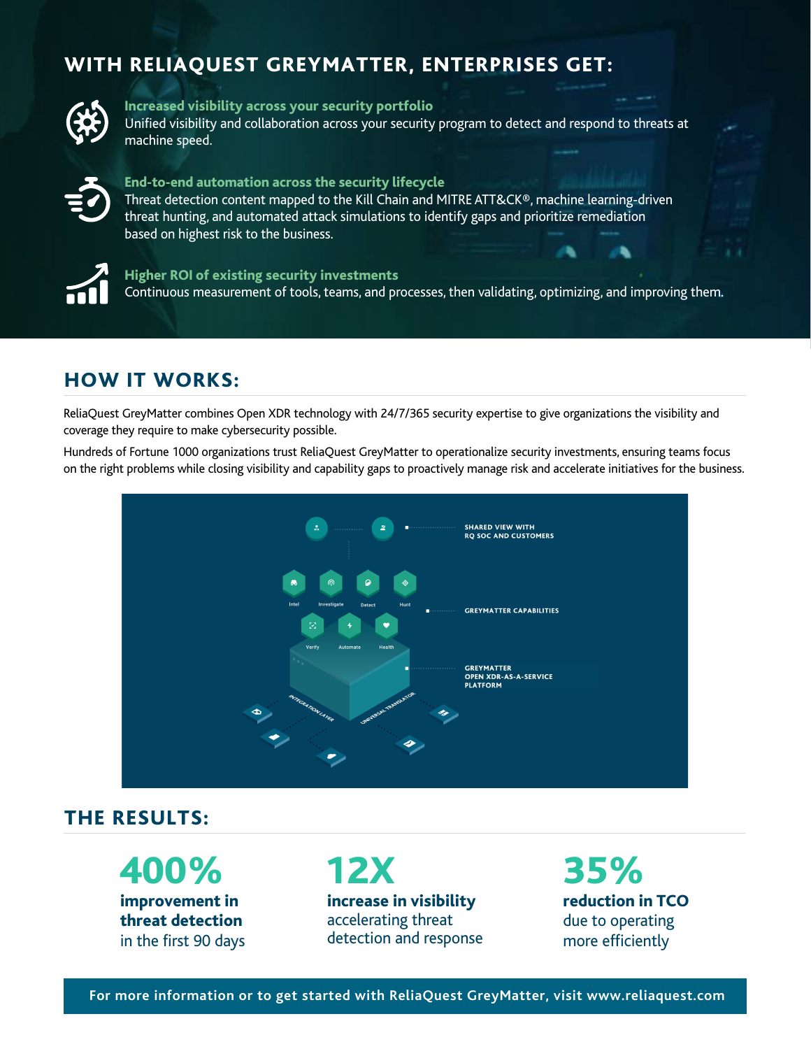## WITH RELIAQUEST GREYMATTER, ENTERPRISES GET:

**Increased visibility across your security portfolio**
Unified visibility and collaboration across your security program to detect and respond to threats at machine speed.

**End-to-end automation across the security lifecycle**
Threat detection content mapped to the Kill Chain and MITRE ATT&CK®, machine learning-driven threat hunting, and automated attack simulations to identify gaps and prioritize remediation based on highest risk to the business.

**Higher ROI of existing security investments**
Continuous measurement of tools, teams, and processes, then validating, optimizing, and improving them.

## HOW IT WORKS:

ReliaQuest GreyMatter combines Open XDR technology with 24/7/365 security expertise to give organizations the visibility and coverage they require to make cybersecurity possible.

Hundreds of Fortune 1000 organizations trust ReliaQuest GreyMatter to operationalize security investments, ensuring teams focus on the right problems while closing visibility and capability gaps to proactively manage risk and accelerate initiatives for the business.

SHARED VIEW WITH RQ SOC AND CUSTOMERS

Intel
Investigate
Detect
Hunt
Verify
Automate
Health

GREYMATTER CAPABILITIES

GREYMATTER OPEN XDR-AS-A-SERVICE PLATFORM

INTEGRATION LAYER
UNIVERSAL TRANSLATOR

## THE RESULTS:

**400%**
**improvement in threat detection**
in the first 90 days

**12X**
**increase in visibility**
accelerating threat detection and response

**35%**
**reduction in TCO**
due to operating more efficiently

**For more information or to get started with ReliaQuest GreyMatter, visit www.reliaquest.com**